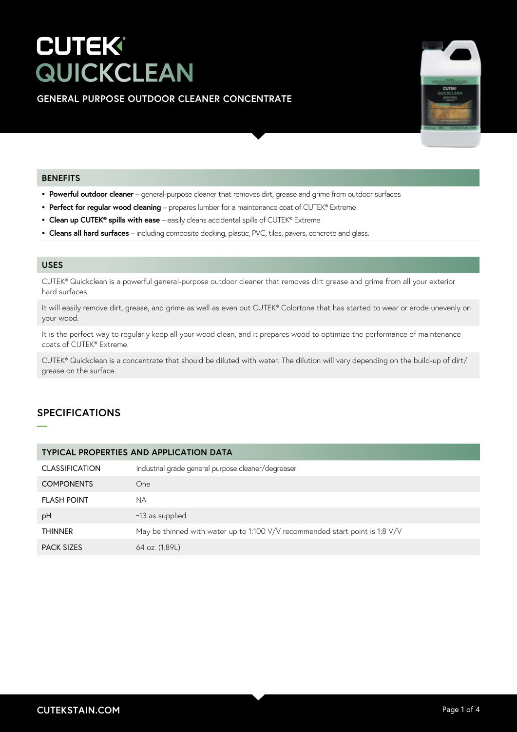# CUTEK® QUICKCLEAN

## GENERAL PURPOSE OUTDOOR CLEANER CONCENTRATE

### BENEFITS

- **Powerful outdoor cleaner** – general-purpose cleaner that removes dirt, grease and grime from outdoor surfaces
- **Perfect for regular wood cleaning** – prepares lumber for a maintenance coat of CUTEK® Extreme
- **Clean up CUTEK® spills with ease** – easily cleans accidental spills of CUTEK® Extreme
- **Cleans all hard surfaces** – including composite decking, plastic, PVC, tiles, pavers, concrete and glass.

### USES

CUTEK® Quickclean is a powerful general-purpose outdoor cleaner that removes dirt grease and grime from all your exterior hard surfaces.

It will easily remove dirt, grease, and grime as well as even out CUTEK® Colortone that has started to wear or erode unevenly on your wood.

It is the perfect way to regularly keep all your wood clean, and it prepares wood to optimize the performance of maintenance coats of CUTEK® Extreme.

CUTEK® Quickclean is a concentrate that should be diluted with water. The dilution will vary depending on the build-up of dirt/grease on the surface.

## SPECIFICATIONS

| TYPICAL PROPERTIES AND APPLICATION DATA | |
|---|---|
| CLASSIFICATION | Industrial grade general purpose cleaner/degreaser |
| COMPONENTS | One |
| FLASH POINT | NA |
| pH | ~13 as supplied |
| THINNER | May be thinned with water up to 1:100 V/V recommended start point is 1:8 V/V |
| PACK SIZES | 64 oz. (1.89L) |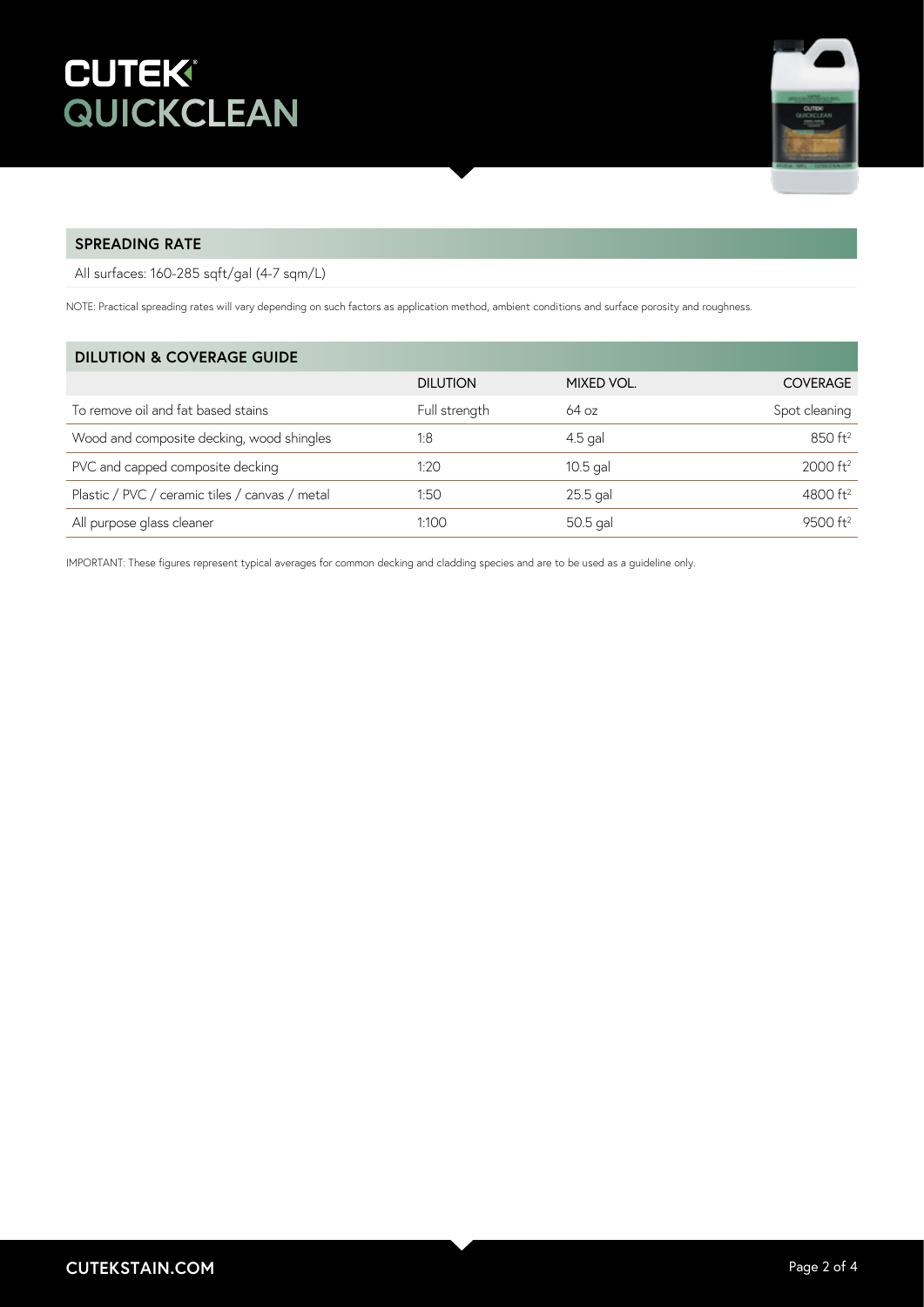# CUTEK QUICKCLEAN

## SPREADING RATE

All surfaces: 160-285 sqft/gal (4-7 sqm/L)

NOTE: Practical spreading rates will vary depending on such factors as application method, ambient conditions and surface porosity and roughness.

## DILUTION & COVERAGE GUIDE

| | DILUTION | MIXED VOL. | COVERAGE |
|---|---|---|---|
| To remove oil and fat based stains | Full strength | 64 oz | Spot cleaning |
| Wood and composite decking, wood shingles | 1:8 | 4.5 gal | 850 $ft^2$ |
| PVC and capped composite decking | 1:20 | 10.5 gal | 2000 $ft^2$ |
| Plastic / PVC / ceramic tiles / canvas / metal | 1:50 | 25.5 gal | 4800 $ft^2$ |
| All purpose glass cleaner | 1:100 | 50.5 gal | 9500 $ft^2$ |

IMPORTANT: These figures represent typical averages for common decking and cladding species and are to be used as a guideline only.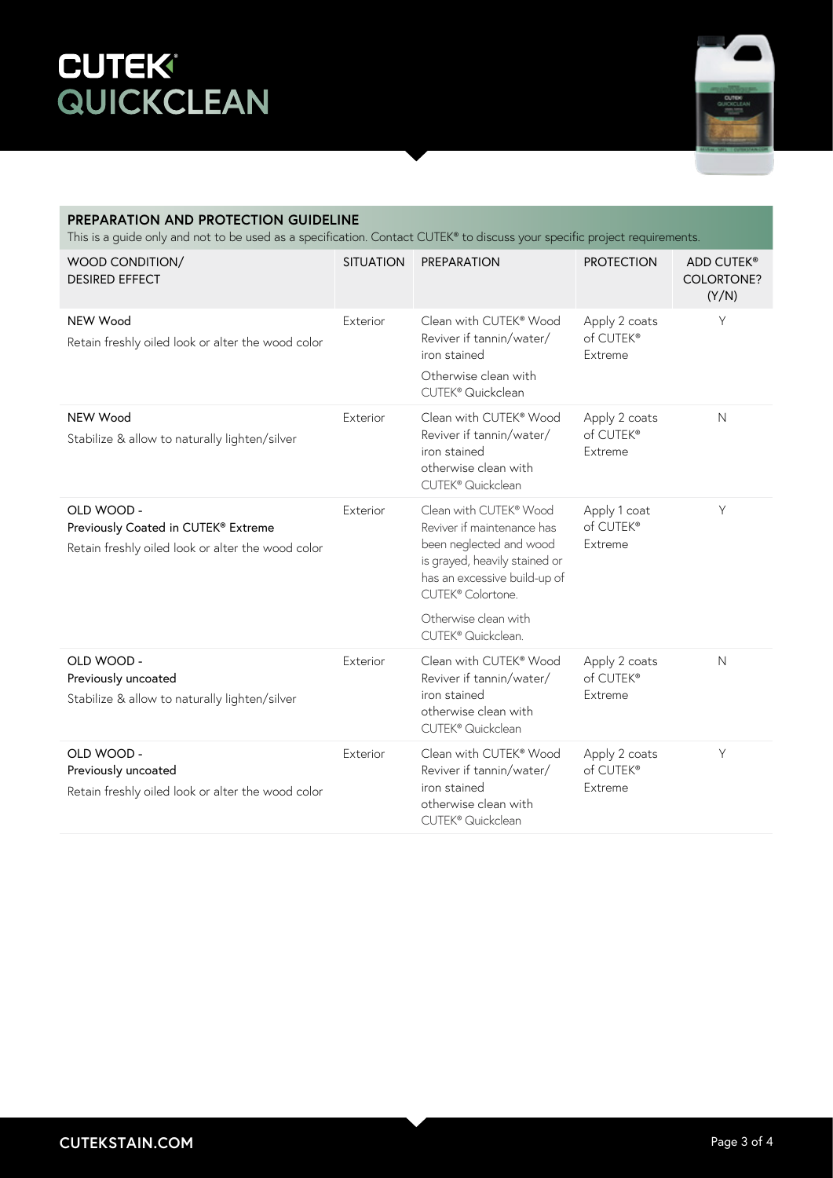# CUTEK® QUICKCLEAN

## PREPARATION AND PROTECTION GUIDELINE

This is a guide only and not to be used as a specification. Contact CUTEK® to discuss your specific project requirements.

| WOOD CONDITION/ DESIRED EFFECT | SITUATION | PREPARATION | PROTECTION | ADD CUTEK® COLORTONE? (Y/N) |
|---|---|---|---|---|
| NEW Wood<br>Retain freshly oiled look or alter the wood color | Exterior | Clean with CUTEK® Wood Reviver if tannin/water/ iron stained<br>Otherwise clean with CUTEK® Quickclean | Apply 2 coats of CUTEK® Extreme | Y |
| NEW Wood<br>Stabilize & allow to naturally lighten/silver | Exterior | Clean with CUTEK® Wood Reviver if tannin/water/ iron stained otherwise clean with CUTEK® Quickclean | Apply 2 coats of CUTEK® Extreme | N |
| OLD WOOD - Previously Coated in CUTEK® Extreme<br>Retain freshly oiled look or alter the wood color | Exterior | Clean with CUTEK® Wood Reviver if maintenance has been neglected and wood is grayed, heavily stained or has an excessive build-up of CUTEK® Colortone.<br>Otherwise clean with CUTEK® Quickclean. | Apply 1 coat of CUTEK® Extreme | Y |
| OLD WOOD - Previously uncoated<br>Stabilize & allow to naturally lighten/silver | Exterior | Clean with CUTEK® Wood Reviver if tannin/water/ iron stained otherwise clean with CUTEK® Quickclean | Apply 2 coats of CUTEK® Extreme | N |
| OLD WOOD - Previously uncoated<br>Retain freshly oiled look or alter the wood color | Exterior | Clean with CUTEK® Wood Reviver if tannin/water/ iron stained otherwise clean with CUTEK® Quickclean | Apply 2 coats of CUTEK® Extreme | Y |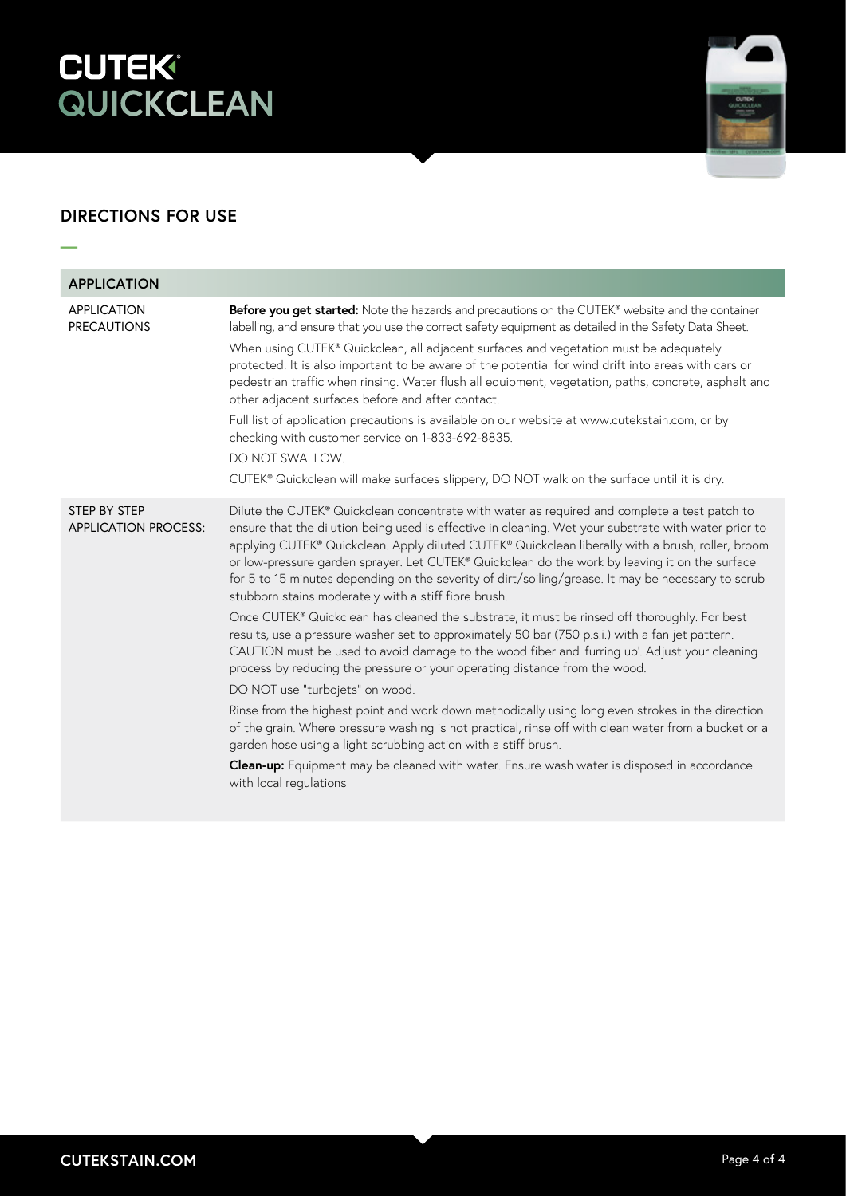# CUTEK® QUICKCLEAN

## DIRECTIONS FOR USE

| APPLICATION | |
|---|---|
| APPLICATION PRECAUTIONS | **Before you get started:** Note the hazards and precautions on the CUTEK® website and the container labelling, and ensure that you use the correct safety equipment as detailed in the Safety Data Sheet.<br><br>When using CUTEK® Quickclean, all adjacent surfaces and vegetation must be adequately protected. It is also important to be aware of the potential for wind drift into areas with cars or pedestrian traffic when rinsing. Water flush all equipment, vegetation, paths, concrete, asphalt and other adjacent surfaces before and after contact.<br><br>Full list of application precautions is available on our website at www.cutekstain.com, or by checking with customer service on 1-833-692-8835.<br><br>DO NOT SWALLOW.<br><br>CUTEK® Quickclean will make surfaces slippery, DO NOT walk on the surface until it is dry. |
| STEP BY STEP APPLICATION PROCESS: | Dilute the CUTEK® Quickclean concentrate with water as required and complete a test patch to ensure that the dilution being used is effective in cleaning. Wet your substrate with water prior to applying CUTEK® Quickclean. Apply diluted CUTEK® Quickclean liberally with a brush, roller, broom or low-pressure garden sprayer. Let CUTEK® Quickclean do the work by leaving it on the surface for 5 to 15 minutes depending on the severity of dirt/soiling/grease. It may be necessary to scrub stubborn stains moderately with a stiff fibre brush.<br><br>Once CUTEK® Quickclean has cleaned the substrate, it must be rinsed off thoroughly. For best results, use a pressure washer set to approximately 50 bar (750 p.s.i.) with a fan jet pattern. CAUTION must be used to avoid damage to the wood fiber and 'furring up'. Adjust your cleaning process by reducing the pressure or your operating distance from the wood.<br><br>DO NOT use "turbojets" on wood.<br><br>Rinse from the highest point and work down methodically using long even strokes in the direction of the grain. Where pressure washing is not practical, rinse off with clean water from a bucket or a garden hose using a light scrubbing action with a stiff brush.<br><br>**Clean-up:** Equipment may be cleaned with water. Ensure wash water is disposed in accordance with local regulations |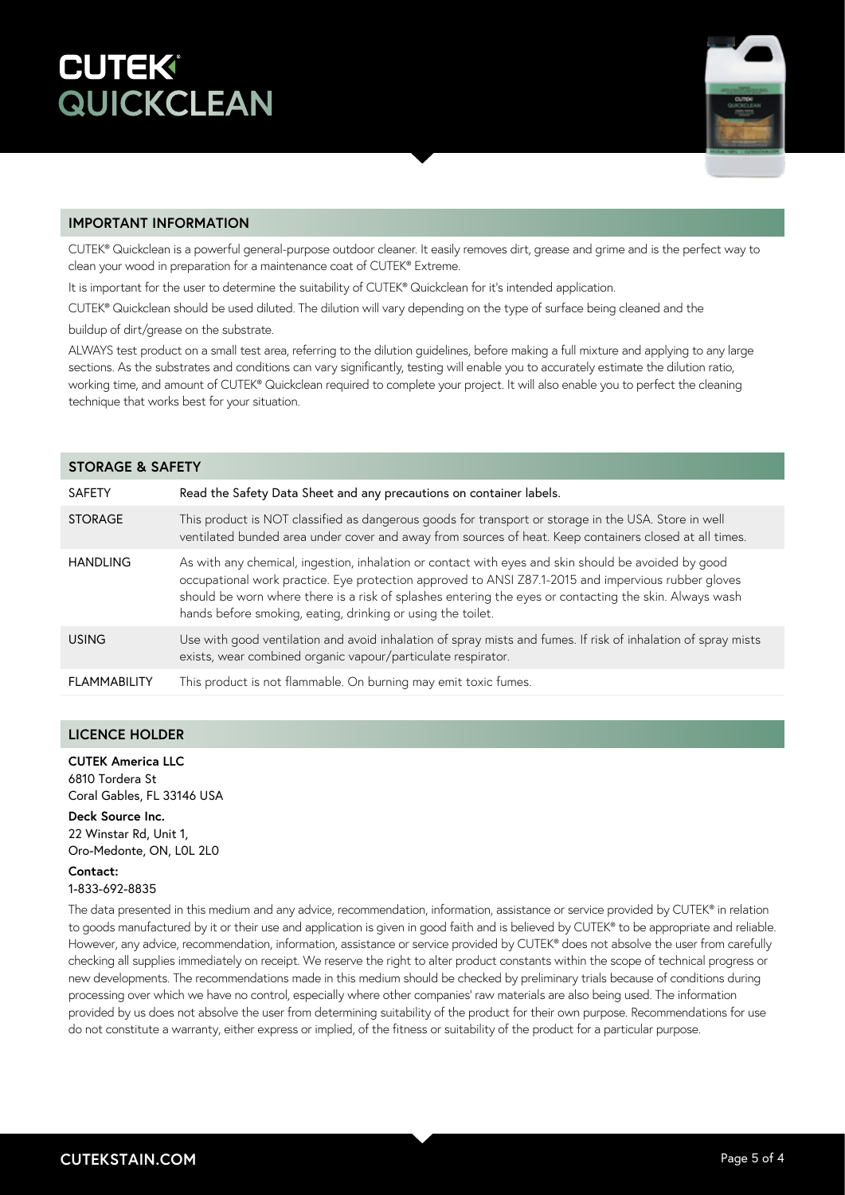# CUTEK® QUICKCLEAN

## IMPORTANT INFORMATION

CUTEK® Quickclean is a powerful general-purpose outdoor cleaner. It easily removes dirt, grease and grime and is the perfect way to clean your wood in preparation for a maintenance coat of CUTEK® Extreme.

It is important for the user to determine the suitability of CUTEK® Quickclean for it's intended application.

CUTEK® Quickclean should be used diluted. The dilution will vary depending on the type of surface being cleaned and the buildup of dirt/grease on the substrate.

ALWAYS test product on a small test area, referring to the dilution guidelines, before making a full mixture and applying to any large sections. As the substrates and conditions can vary significantly, testing will enable you to accurately estimate the dilution ratio, working time, and amount of CUTEK® Quickclean required to complete your project. It will also enable you to perfect the cleaning technique that works best for your situation.

## STORAGE & SAFETY

| | |
|---|---|
| SAFETY | Read the Safety Data Sheet and any precautions on container labels. |
| STORAGE | This product is NOT classified as dangerous goods for transport or storage in the USA. Store in well ventilated bunded area under cover and away from sources of heat. Keep containers closed at all times. |
| HANDLING | As with any chemical, ingestion, inhalation or contact with eyes and skin should be avoided by good occupational work practice. Eye protection approved to ANSI Z87.1-2015 and impervious rubber gloves should be worn where there is a risk of splashes entering the eyes or contacting the skin. Always wash hands before smoking, eating, drinking or using the toilet. |
| USING | Use with good ventilation and avoid inhalation of spray mists and fumes. If risk of inhalation of spray mists exists, wear combined organic vapour/particulate respirator. |
| FLAMMABILITY | This product is not flammable. On burning may emit toxic fumes. |

## LICENCE HOLDER

**CUTEK America LLC**
6810 Tordera St
Coral Gables, FL 33146 USA

**Deck Source Inc.**
22 Winstar Rd, Unit 1,
Oro-Medonte, ON, L0L 2L0

**Contact:**
1-833-692-8835

The data presented in this medium and any advice, recommendation, information, assistance or service provided by CUTEK® in relation to goods manufactured by it or their use and application is given in good faith and is believed by CUTEK® to be appropriate and reliable. However, any advice, recommendation, information, assistance or service provided by CUTEK® does not absolve the user from carefully checking all supplies immediately on receipt. We reserve the right to alter product constants within the scope of technical progress or new developments. The recommendations made in this medium should be checked by preliminary trials because of conditions during processing over which we have no control, especially where other companies' raw materials are also being used. The information provided by us does not absolve the user from determining suitability of the product for their own purpose. Recommendations for use do not constitute a warranty, either express or implied, of the fitness or suitability of the product for a particular purpose.